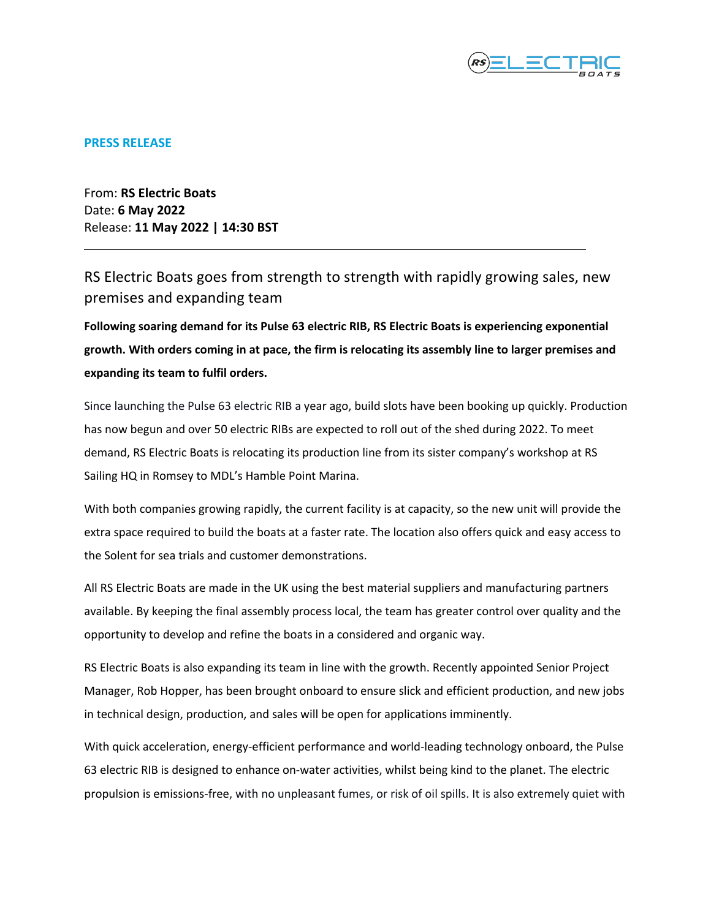**PRESS RELEASE**

From: **RS Electric Boats**
Date: **6 May 2022**
Release: **11 May 2022 | 14:30 BST**

---

# RS Electric Boats goes from strength to strength with rapidly growing sales, new premises and expanding team

**Following soaring demand for its Pulse 63 electric RIB, RS Electric Boats is experiencing exponential growth. With orders coming in at pace, the firm is relocating its assembly line to larger premises and expanding its team to fulfil orders.**

Since launching the Pulse 63 electric RIB a year ago, build slots have been booking up quickly. Production has now begun and over 50 electric RIBs are expected to roll out of the shed during 2022. To meet demand, RS Electric Boats is relocating its production line from its sister company's workshop at RS Sailing HQ in Romsey to MDL's Hamble Point Marina.

With both companies growing rapidly, the current facility is at capacity, so the new unit will provide the extra space required to build the boats at a faster rate. The location also offers quick and easy access to the Solent for sea trials and customer demonstrations.

All RS Electric Boats are made in the UK using the best material suppliers and manufacturing partners available. By keeping the final assembly process local, the team has greater control over quality and the opportunity to develop and refine the boats in a considered and organic way.

RS Electric Boats is also expanding its team in line with the growth. Recently appointed Senior Project Manager, Rob Hopper, has been brought onboard to ensure slick and efficient production, and new jobs in technical design, production, and sales will be open for applications imminently.

With quick acceleration, energy-efficient performance and world-leading technology onboard, the Pulse 63 electric RIB is designed to enhance on-water activities, whilst being kind to the planet. The electric propulsion is emissions-free, with no unpleasant fumes, or risk of oil spills. It is also extremely quiet with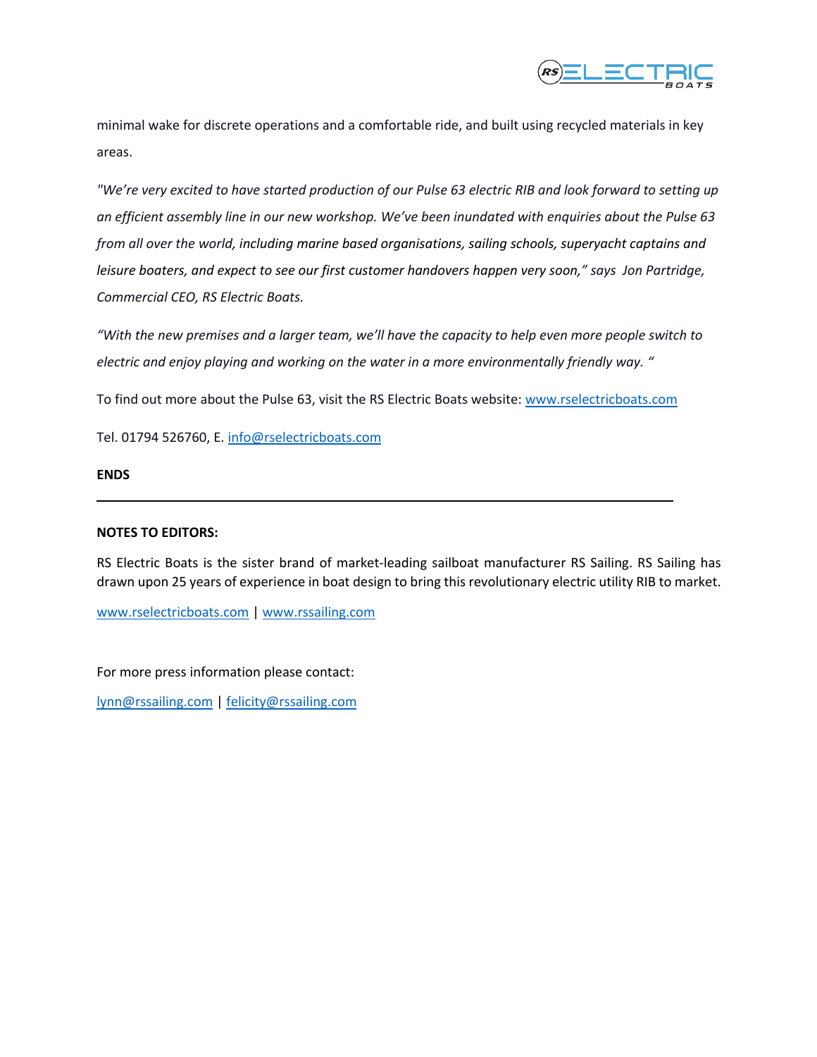minimal wake for discrete operations and a comfortable ride, and built using recycled materials in key areas.

*"We're very excited to have started production of our Pulse 63 electric RIB and look forward to setting up an efficient assembly line in our new workshop. We've been inundated with enquiries about the Pulse 63 from all over the world, including marine based organisations, sailing schools, superyacht captains and leisure boaters, and expect to see our first customer handovers happen very soon," says Jon Partridge, Commercial CEO, RS Electric Boats.*

*"With the new premises and a larger team, we'll have the capacity to help even more people switch to electric and enjoy playing and working on the water in a more environmentally friendly way. "*

To find out more about the Pulse 63, visit the RS Electric Boats website: www.rselectricboats.com

Tel. 01794 526760, E. info@rselectricboats.com

**ENDS**

---

**NOTES TO EDITORS:**

RS Electric Boats is the sister brand of market-leading sailboat manufacturer RS Sailing. RS Sailing has drawn upon 25 years of experience in boat design to bring this revolutionary electric utility RIB to market.

www.rselectricboats.com | www.rssailing.com

For more press information please contact:

lynn@rssailing.com | felicity@rssailing.com